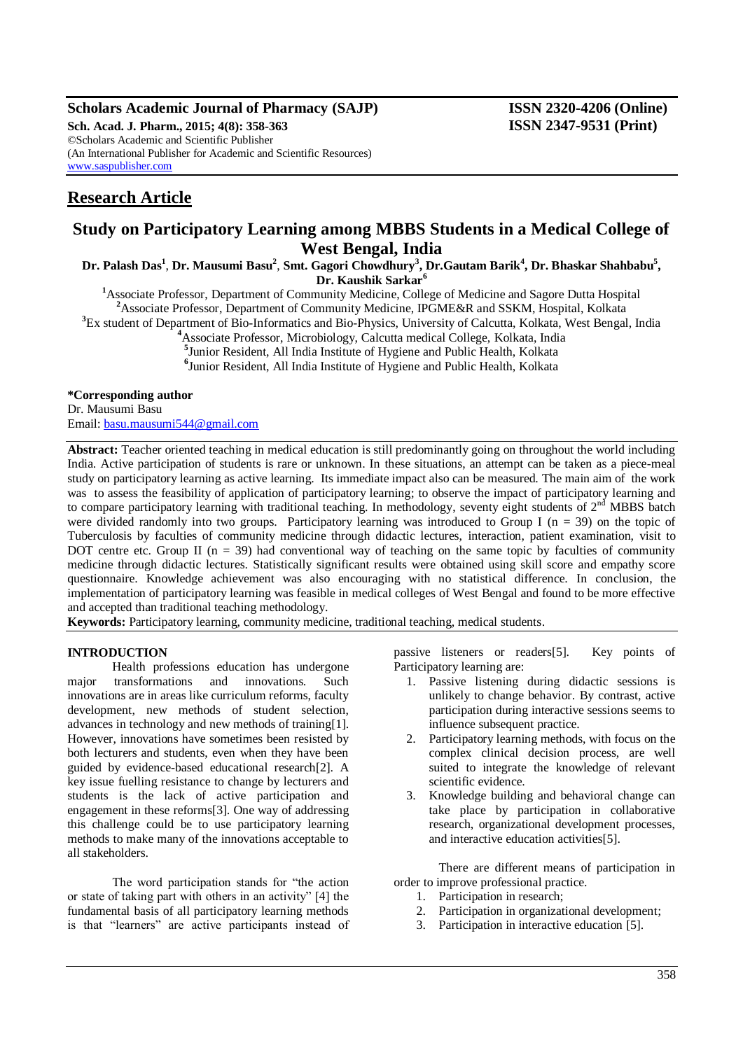**Scholars Academic Journal of Pharmacy (SAJP)** **ISSN 2320-4206 (Online)**
**Sch. Acad. J. Pharm., 2015; 4(8): 358-363** **ISSN 2347-9531 (Print)**
©Scholars Academic and Scientific Publisher
(An International Publisher for Academic and Scientific Resources)
www.saspublisher.com

## Research Article

# Study on Participatory Learning among MBBS Students in a Medical College of West Bengal, India

**Dr. Palash Das[1], Dr. Mausumi Basu[2], Smt. Gagori Chowdhury[3], Dr.Gautam Barik[4], Dr. Bhaskar Shahbabu[5], Dr. Kaushik Sarkar[6]**

[1]Associate Professor, Department of Community Medicine, College of Medicine and Sagore Dutta Hospital
[2]Associate Professor, Department of Community Medicine, IPGME&R and SSKM, Hospital, Kolkata
[3]Ex student of Department of Bio-Informatics and Bio-Physics, University of Calcutta, Kolkata, West Bengal, India
[4]Associate Professor, Microbiology, Calcutta medical College, Kolkata, India
[5]Junior Resident, All India Institute of Hygiene and Public Health, Kolkata
[6]Junior Resident, All India Institute of Hygiene and Public Health, Kolkata

**\*Corresponding author**
Dr. Mausumi Basu
Email: basu.mausumi544@gmail.com

**Abstract:** Teacher oriented teaching in medical education is still predominantly going on throughout the world including India. Active participation of students is rare or unknown. In these situations, an attempt can be taken as a piece-meal study on participatory learning as active learning. Its immediate impact also can be measured. The main aim of the work was to assess the feasibility of application of participatory learning; to observe the impact of participatory learning and to compare participatory learning with traditional teaching. In methodology, seventy eight students of 2nd MBBS batch were divided randomly into two groups. Participatory learning was introduced to Group I ($n = 39$) on the topic of Tuberculosis by faculties of community medicine through didactic lectures, interaction, patient examination, visit to DOT centre etc. Group II ($n = 39$) had conventional way of teaching on the same topic by faculties of community medicine through didactic lectures. Statistically significant results were obtained using skill score and empathy score questionnaire. Knowledge achievement was also encouraging with no statistical difference. In conclusion, the implementation of participatory learning was feasible in medical colleges of West Bengal and found to be more effective and accepted than traditional teaching methodology.

**Keywords:** Participatory learning, community medicine, traditional teaching, medical students.

## INTRODUCTION

Health professions education has undergone major transformations and innovations. Such innovations are in areas like curriculum reforms, faculty development, new methods of student selection, advances in technology and new methods of training[1]. However, innovations have sometimes been resisted by both lecturers and students, even when they have been guided by evidence-based educational research[2]. A key issue fuelling resistance to change by lecturers and students is the lack of active participation and engagement in these reforms[3]. One way of addressing this challenge could be to use participatory learning methods to make many of the innovations acceptable to all stakeholders.

The word participation stands for "the action or state of taking part with others in an activity" [4] the fundamental basis of all participatory learning methods is that "learners" are active participants instead of passive listeners or readers[5]. Key points of Participatory learning are:

1. Passive listening during didactic sessions is unlikely to change behavior. By contrast, active participation during interactive sessions seems to influence subsequent practice.
2. Participatory learning methods, with focus on the complex clinical decision process, are well suited to integrate the knowledge of relevant scientific evidence.
3. Knowledge building and behavioral change can take place by participation in collaborative research, organizational development processes, and interactive education activities[5].

There are different means of participation in order to improve professional practice.

1. Participation in research;
2. Participation in organizational development;
3. Participation in interactive education [5].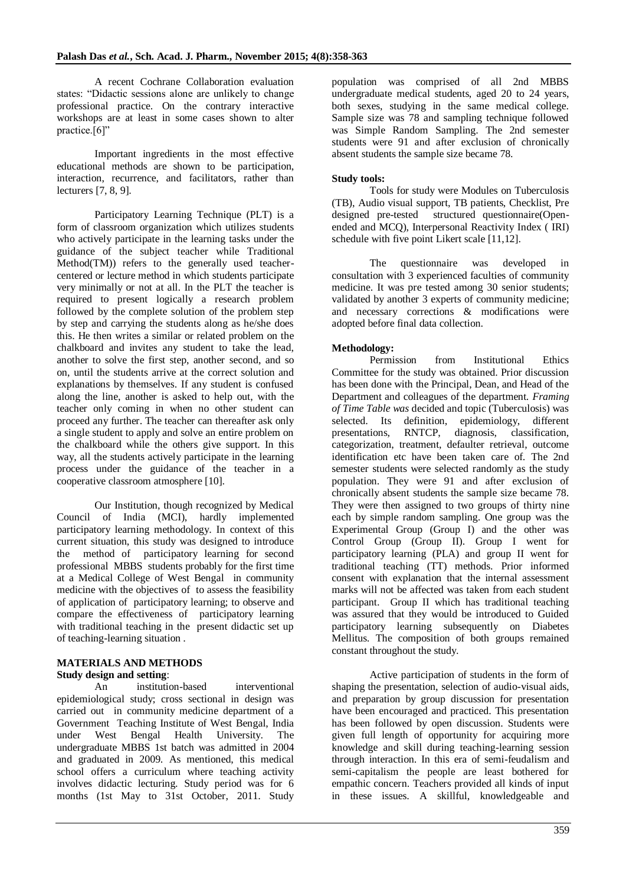A recent Cochrane Collaboration evaluation states: "Didactic sessions alone are unlikely to change professional practice. On the contrary interactive workshops are at least in some cases shown to alter practice.[6]"

Important ingredients in the most effective educational methods are shown to be participation, interaction, recurrence, and facilitators, rather than lecturers [7, 8, 9].

Participatory Learning Technique (PLT) is a form of classroom organization which utilizes students who actively participate in the learning tasks under the guidance of the subject teacher while Traditional Method(TM)) refers to the generally used teacher-centered or lecture method in which students participate very minimally or not at all. In the PLT the teacher is required to present logically a research problem followed by the complete solution of the problem step by step and carrying the students along as he/she does this. He then writes a similar or related problem on the chalkboard and invites any student to take the lead, another to solve the first step, another second, and so on, until the students arrive at the correct solution and explanations by themselves. If any student is confused along the line, another is asked to help out, with the teacher only coming in when no other student can proceed any further. The teacher can thereafter ask only a single student to apply and solve an entire problem on the chalkboard while the others give support. In this way, all the students actively participate in the learning process under the guidance of the teacher in a cooperative classroom atmosphere [10].

Our Institution, though recognized by Medical Council of India (MCI), hardly implemented participatory learning methodology. In context of this current situation, this study was designed to introduce the method of participatory learning for second professional MBBS students probably for the first time at a Medical College of West Bengal in community medicine with the objectives of to assess the feasibility of application of participatory learning; to observe and compare the effectiveness of participatory learning with traditional teaching in the present didactic set up of teaching-learning situation .

## MATERIALS AND METHODS

**Study design and setting**:

An institution-based interventional epidemiological study; cross sectional in design was carried out in community medicine department of a Government Teaching Institute of West Bengal, India under West Bengal Health University. The undergraduate MBBS 1st batch was admitted in 2004 and graduated in 2009. As mentioned, this medical school offers a curriculum where teaching activity involves didactic lecturing. Study period was for 6 months (1st May to 31st October, 2011. Study population was comprised of all 2nd MBBS undergraduate medical students, aged 20 to 24 years, both sexes, studying in the same medical college. Sample size was 78 and sampling technique followed was Simple Random Sampling. The 2nd semester students were 91 and after exclusion of chronically absent students the sample size became 78.

**Study tools:**

Tools for study were Modules on Tuberculosis (TB), Audio visual support, TB patients, Checklist, Pre designed pre-tested structured questionnaire(Open-ended and MCQ), Interpersonal Reactivity Index ( IRI) schedule with five point Likert scale [11,12].

The questionnaire was developed in consultation with 3 experienced faculties of community medicine. It was pre tested among 30 senior students; validated by another 3 experts of community medicine; and necessary corrections & modifications were adopted before final data collection.

**Methodology:**

Permission from Institutional Ethics Committee for the study was obtained. Prior discussion has been done with the Principal, Dean, and Head of the Department and colleagues of the department. *Framing of Time Table was* decided and topic (Tuberculosis) was selected. Its definition, epidemiology, different presentations, RNTCP, diagnosis, classification, categorization, treatment, defaulter retrieval, outcome identification etc have been taken care of. The 2nd semester students were selected randomly as the study population. They were 91 and after exclusion of chronically absent students the sample size became 78. They were then assigned to two groups of thirty nine each by simple random sampling. One group was the Experimental Group (Group I) and the other was Control Group (Group II). Group I went for participatory learning (PLA) and group II went for traditional teaching (TT) methods. Prior informed consent with explanation that the internal assessment marks will not be affected was taken from each student participant. Group II which has traditional teaching was assured that they would be introduced to Guided participatory learning subsequently on Diabetes Mellitus. The composition of both groups remained constant throughout the study.

Active participation of students in the form of shaping the presentation, selection of audio-visual aids, and preparation by group discussion for presentation have been encouraged and practiced. This presentation has been followed by open discussion. Students were given full length of opportunity for acquiring more knowledge and skill during teaching-learning session through interaction. In this era of semi-feudalism and semi-capitalism the people are least bothered for empathic concern. Teachers provided all kinds of input in these issues. A skillful, knowledgeable and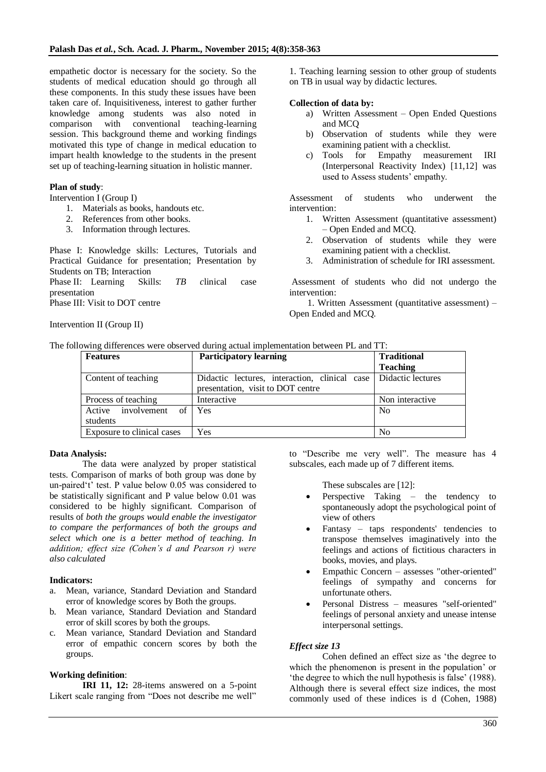empathetic doctor is necessary for the society. So the students of medical education should go through all these components. In this study these issues have been taken care of. Inquisitiveness, interest to gather further knowledge among students was also noted in comparison with conventional teaching-learning session. This background theme and working findings motivated this type of change in medical education to impart health knowledge to the students in the present set up of teaching-learning situation in holistic manner.

**Plan of study**:

Intervention I (Group I)

1. Materials as books, handouts etc.
2. References from other books.
3. Information through lectures.

Phase I: Knowledge skills: Lectures, Tutorials and Practical Guidance for presentation; Presentation by Students on TB; Interaction

Phase II: Learning Skills: *TB c*linical case presentation

Phase III: Visit to DOT centre

Intervention II (Group II)

1. Teaching learning session to other group of students on TB in usual way by didactic lectures.

**Collection of data by:**

a) Written Assessment – Open Ended Questions and MCQ
b) Observation of students while they were examining patient with a checklist.
c) Tools for Empathy measurement IRI (Interpersonal Reactivity Index) [11,12] was used to Assess students' empathy.

Assessment of students who underwent the intervention:

1. Written Assessment (quantitative assessment) – Open Ended and MCQ.
2. Observation of students while they were examining patient with a checklist.
3. Administration of schedule for IRI assessment.

Assessment of students who did not undergo the intervention:

1. Written Assessment (quantitative assessment) – Open Ended and MCQ.

The following differences were observed during actual implementation between PL and TT:

| Features | Participatory learning | Traditional Teaching |
|---|---|---|
| Content of teaching | Didactic lectures, interaction, clinical case presentation, visit to DOT centre | Didactic lectures |
| Process of teaching | Interactive | Non interactive |
| Active involvement of students | Yes | No |
| Exposure to clinical cases | Yes | No |

**Data Analysis:**

The data were analyzed by proper statistical tests. Comparison of marks of both group was done by un-paired't' test. P value below 0.05 was considered to be statistically significant and P value below 0.01 was considered to be highly significant. Comparison of results of *both the groups would enable the investigator to compare the performances of both the groups and select which one is a better method of teaching. In addition; effect size (Cohen's d and Pearson r) were also calculated*

**Indicators:**

a. Mean, variance, Standard Deviation and Standard error of knowledge scores by Both the groups.
b. Mean variance, Standard Deviation and Standard error of skill scores by both the groups.
c. Mean variance, Standard Deviation and Standard error of empathic concern scores by both the groups.

**Working definition**:

**IRI 11, 12:** 28-items answered on a 5-point Likert scale ranging from "Does not describe me well" to "Describe me very well". The measure has 4 subscales, each made up of 7 different items.

These subscales are [12]:

- Perspective Taking – the tendency to spontaneously adopt the psychological point of view of others
- Fantasy – taps respondents' tendencies to transpose themselves imaginatively into the feelings and actions of fictitious characters in books, movies, and plays.
- Empathic Concern – assesses "other-oriented" feelings of sympathy and concerns for unfortunate others.
- Personal Distress – measures "self-oriented" feelings of personal anxiety and unease intense interpersonal settings.

***Effect size 13***

Cohen defined an effect size as 'the degree to which the phenomenon is present in the population' or 'the degree to which the null hypothesis is false' (1988). Although there is several effect size indices, the most commonly used of these indices is d (Cohen, 1988)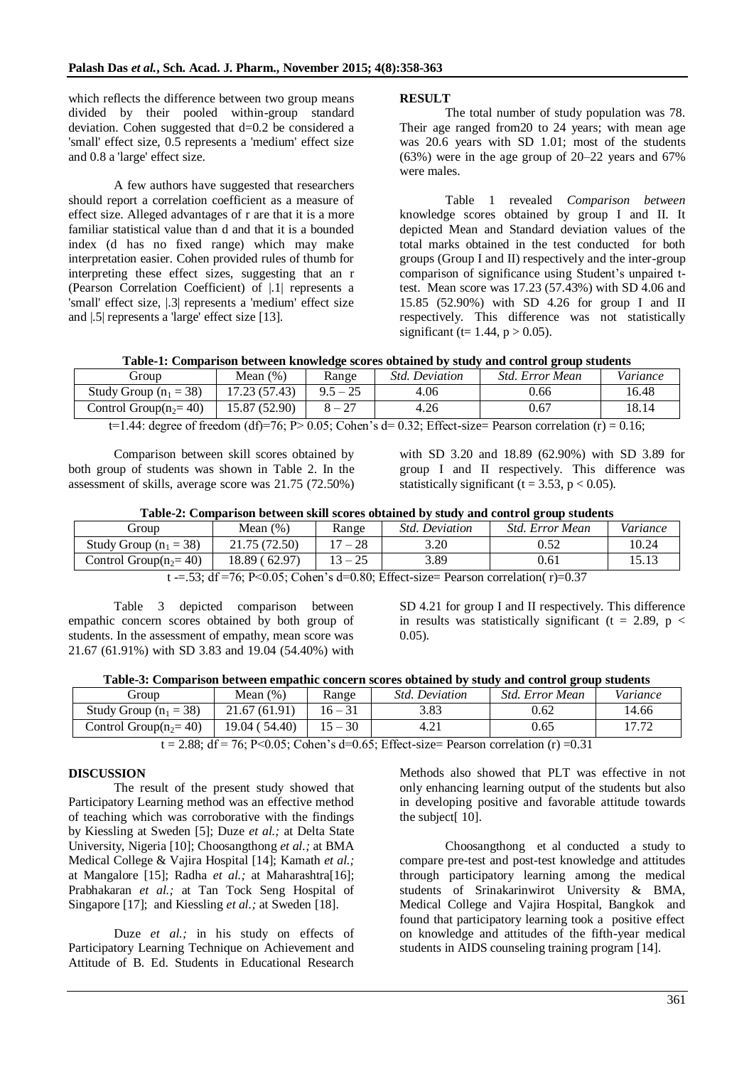which reflects the difference between two group means divided by their pooled within-group standard deviation. Cohen suggested that d=0.2 be considered a 'small' effect size, 0.5 represents a 'medium' effect size and 0.8 a 'large' effect size.

A few authors have suggested that researchers should report a correlation coefficient as a measure of effect size. Alleged advantages of r are that it is a more familiar statistical value than d and that it is a bounded index (d has no fixed range) which may make interpretation easier. Cohen provided rules of thumb for interpreting these effect sizes, suggesting that an r (Pearson Correlation Coefficient) of |.1| represents a 'small' effect size, |.3| represents a 'medium' effect size and |.5| represents a 'large' effect size [13].

## RESULT

The total number of study population was 78. Their age ranged from20 to 24 years; with mean age was 20.6 years with SD 1.01; most of the students (63%) were in the age group of 20–22 years and 67% were males.

Table 1 revealed *Comparison between* knowledge scores obtained by group I and II. It depicted Mean and Standard deviation values of the total marks obtained in the test conducted for both groups (Group I and II) respectively and the inter-group comparison of significance using Student's unpaired t-test. Mean score was 17.23 (57.43%) with SD 4.06 and 15.85 (52.90%) with SD 4.26 for group I and II respectively. This difference was not statistically significant (t= 1.44, p > 0.05).

**Table-1: Comparison between knowledge scores obtained by study and control group students**

| Group | Mean (%) | Range | *Std. Deviation* | *Std. Error Mean* | *Variance* |
|---|---|---|---|---|---|
| Study Group ($n_1 = 38$) | 17.23 (57.43) | 9.5 – 25 | 4.06 | 0.66 | 16.48 |
| Control Group($n_2$= 40) | 15.87 (52.90) | 8 – 27 | 4.26 | 0.67 | 18.14 |

t=1.44: degree of freedom (df)=76; P> 0.05; Cohen's d= 0.32; Effect-size= Pearson correlation (r) = 0.16;

Comparison between skill scores obtained by both group of students was shown in Table 2. In the assessment of skills, average score was 21.75 (72.50%) with SD 3.20 and 18.89 (62.90%) with SD 3.89 for group I and II respectively. This difference was statistically significant (t = 3.53, p < 0.05).

**Table-2: Comparison between skill scores obtained by study and control group students**

| Group | Mean (%) | Range | *Std. Deviation* | *Std. Error Mean* | *Variance* |
|---|---|---|---|---|---|
| Study Group ($n_1 = 38$) | 21.75 (72.50) | 17 – 28 | 3.20 | 0.52 | 10.24 |
| Control Group($n_2$= 40) | 18.89 ( 62.97) | 13 – 25 | 3.89 | 0.61 | 15.13 |

t -=.53; df =76; P<0.05; Cohen's d=0.80; Effect-size= Pearson correlation( r)=0.37

Table 3 depicted comparison between empathic concern scores obtained by both group of students. In the assessment of empathy, mean score was 21.67 (61.91%) with SD 3.83 and 19.04 (54.40%) with SD 4.21 for group I and II respectively. This difference in results was statistically significant (t = 2.89, p < 0.05).

**Table-3: Comparison between empathic concern scores obtained by study and control group students**

| Group | Mean (%) | Range | *Std. Deviation* | *Std. Error Mean* | *Variance* |
|---|---|---|---|---|---|
| Study Group ($n_1 = 38$) | 21.67 (61.91) | 16 – 31 | 3.83 | 0.62 | 14.66 |
| Control Group($n_2$= 40) | 19.04 ( 54.40) | 15 – 30 | 4.21 | 0.65 | 17.72 |

t = 2.88; df = 76; P<0.05; Cohen's d=0.65; Effect-size= Pearson correlation (r) =0.31

## DISCUSSION

The result of the present study showed that Participatory Learning method was an effective method of teaching which was corroborative with the findings by Kiessling at Sweden [5]; Duze *et al.;* at Delta State University, Nigeria [10]; Choosangthong *et al.;* at BMA Medical College & Vajira Hospital [14]; Kamath *et al.;* at Mangalore [15]; Radha *et al.;* at Maharashtra[16]; Prabhakaran *et al.;* at Tan Tock Seng Hospital of Singapore [17]; and Kiessling *et al.;* at Sweden [18].

Duze *et al.;* in his study on effects of Participatory Learning Technique on Achievement and Attitude of B. Ed. Students in Educational Research Methods also showed that PLT was effective in not only enhancing learning output of the students but also in developing positive and favorable attitude towards the subject[ 10].

Choosangthong et al conducted a study to compare pre-test and post-test knowledge and attitudes through participatory learning among the medical students of Srinakarinwirot University & BMA, Medical College and Vajira Hospital, Bangkok and found that participatory learning took a positive effect on knowledge and attitudes of the fifth-year medical students in AIDS counseling training program [14].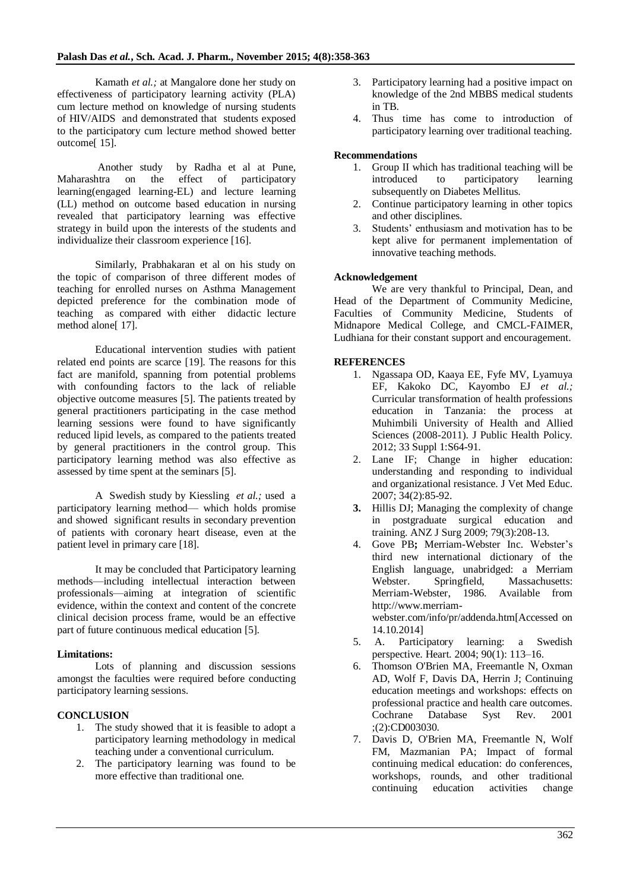Kamath *et al.;* at Mangalore done her study on effectiveness of participatory learning activity (PLA) cum lecture method on knowledge of nursing students of HIV/AIDS and demonstrated that students exposed to the participatory cum lecture method showed better outcome[ 15].

Another study by Radha et al at Pune, Maharashtra on the effect of participatory learning(engaged learning-EL) and lecture learning (LL) method on outcome based education in nursing revealed that participatory learning was effective strategy in build upon the interests of the students and individualize their classroom experience [16].

Similarly, Prabhakaran et al on his study on the topic of comparison of three different modes of teaching for enrolled nurses on Asthma Management depicted preference for the combination mode of teaching as compared with either didactic lecture method alone[ 17].

Educational intervention studies with patient related end points are scarce [19]. The reasons for this fact are manifold, spanning from potential problems with confounding factors to the lack of reliable objective outcome measures [5]. The patients treated by general practitioners participating in the case method learning sessions were found to have significantly reduced lipid levels, as compared to the patients treated by general practitioners in the control group. This participatory learning method was also effective as assessed by time spent at the seminars [5].

A Swedish study by Kiessling *et al.;* used a participatory learning method— which holds promise and showed significant results in secondary prevention of patients with coronary heart disease, even at the patient level in primary care [18].

It may be concluded that Participatory learning methods—including intellectual interaction between professionals—aiming at integration of scientific evidence, within the context and content of the concrete clinical decision process frame, would be an effective part of future continuous medical education [5].

**Limitations:**

Lots of planning and discussion sessions amongst the faculties were required before conducting participatory learning sessions.

## CONCLUSION

1. The study showed that it is feasible to adopt a participatory learning methodology in medical teaching under a conventional curriculum.
2. The participatory learning was found to be more effective than traditional one.
3. Participatory learning had a positive impact on knowledge of the 2nd MBBS medical students in TB.
4. Thus time has come to introduction of participatory learning over traditional teaching.

**Recommendations**

1. Group II which has traditional teaching will be introduced to participatory learning subsequently on Diabetes Mellitus.
2. Continue participatory learning in other topics and other disciplines.
3. Students' enthusiasm and motivation has to be kept alive for permanent implementation of innovative teaching methods.

**Acknowledgement**

We are very thankful to Principal, Dean, and Head of the Department of Community Medicine, Faculties of Community Medicine, Students of Midnapore Medical College, and CMCL-FAIMER, Ludhiana for their constant support and encouragement.

## REFERENCES

1. Ngassapa OD, Kaaya EE, Fyfe MV, Lyamuya EF, Kakoko DC, Kayombo EJ *et al.;* Curricular transformation of health professions education in Tanzania: the process at Muhimbili University of Health and Allied Sciences (2008-2011). J Public Health Policy. 2012; 33 Suppl 1:S64-91.
2. Lane IF; Change in higher education: understanding and responding to individual and organizational resistance. J Vet Med Educ. 2007; 34(2):85-92.
3. Hillis DJ; Managing the complexity of change in postgraduate surgical education and training. ANZ J Surg 2009; 79(3):208-13.
4. Gove PB**;** Merriam-Webster Inc. Webster's third new international dictionary of the English language, unabridged: a Merriam Webster. Springfield, Massachusetts: Merriam-Webster, 1986. Available from http://www.merriam-webster.com/info/pr/addenda.htm[Accessed on 14.10.2014]
5. A. Participatory learning: a Swedish perspective. Heart. 2004; 90(1): 113–16.
6. Thomson O'Brien MA, Freemantle N, Oxman AD, Wolf F, Davis DA, Herrin J; Continuing education meetings and workshops: effects on professional practice and health care outcomes. Cochrane Database Syst Rev. 2001 ;(2):CD003030.
7. Davis D, O'Brien MA, Freemantle N, Wolf FM, Mazmanian PA; Impact of formal continuing medical education: do conferences, workshops, rounds, and other traditional continuing education activities change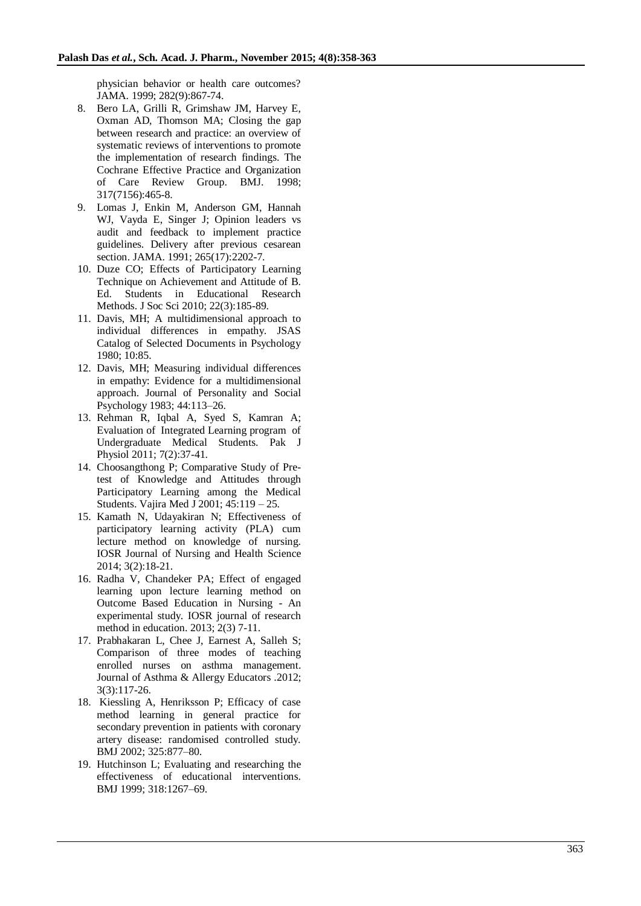physician behavior or health care outcomes? JAMA. 1999; 282(9):867-74.

8. Bero LA, Grilli R, Grimshaw JM, Harvey E, Oxman AD, Thomson MA; Closing the gap between research and practice: an overview of systematic reviews of interventions to promote the implementation of research findings. The Cochrane Effective Practice and Organization of Care Review Group. BMJ. 1998; 317(7156):465-8.
9. Lomas J, Enkin M, Anderson GM, Hannah WJ, Vayda E, Singer J; Opinion leaders vs audit and feedback to implement practice guidelines. Delivery after previous cesarean section. JAMA. 1991; 265(17):2202-7.
10. Duze CO; Effects of Participatory Learning Technique on Achievement and Attitude of B. Ed. Students in Educational Research Methods. J Soc Sci 2010; 22(3):185-89.
11. Davis, MH; A multidimensional approach to individual differences in empathy. JSAS Catalog of Selected Documents in Psychology 1980; 10:85.
12. Davis, MH; Measuring individual differences in empathy: Evidence for a multidimensional approach. Journal of Personality and Social Psychology 1983; 44:113–26.
13. Rehman R, Iqbal A, Syed S, Kamran A; Evaluation of Integrated Learning program of Undergraduate Medical Students. Pak J Physiol 2011; 7(2):37-41.
14. Choosangthong P; Comparative Study of Pre-test of Knowledge and Attitudes through Participatory Learning among the Medical Students. Vajira Med J 2001; 45:119 – 25.
15. Kamath N, Udayakiran N; Effectiveness of participatory learning activity (PLA) cum lecture method on knowledge of nursing. IOSR Journal of Nursing and Health Science 2014; 3(2):18-21.
16. Radha V, Chandeker PA; Effect of engaged learning upon lecture learning method on Outcome Based Education in Nursing - An experimental study. IOSR journal of research method in education. 2013; 2(3) 7-11.
17. Prabhakaran L, Chee J, Earnest A, Salleh S; Comparison of three modes of teaching enrolled nurses on asthma management. Journal of Asthma & Allergy Educators .2012; 3(3):117-26.
18. Kiessling A, Henriksson P; Efficacy of case method learning in general practice for secondary prevention in patients with coronary artery disease: randomised controlled study. BMJ 2002; 325:877–80.
19. Hutchinson L; Evaluating and researching the effectiveness of educational interventions. BMJ 1999; 318:1267–69.